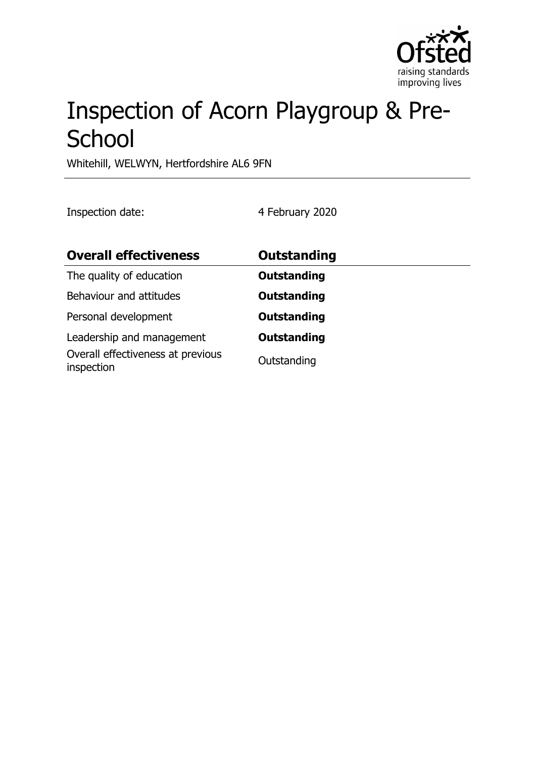# Inspection of Acorn Playgroup & Pre-School

Whitehill, WELWYN, Hertfordshire AL6 9FN

Inspection date: 4 February 2020

| **Overall effectiveness** | **Outstanding** |
| --- | --- |
| The quality of education | **Outstanding** |
| Behaviour and attitudes | **Outstanding** |
| Personal development | **Outstanding** |
| Leadership and management | **Outstanding** |
| Overall effectiveness at previous inspection | Outstanding |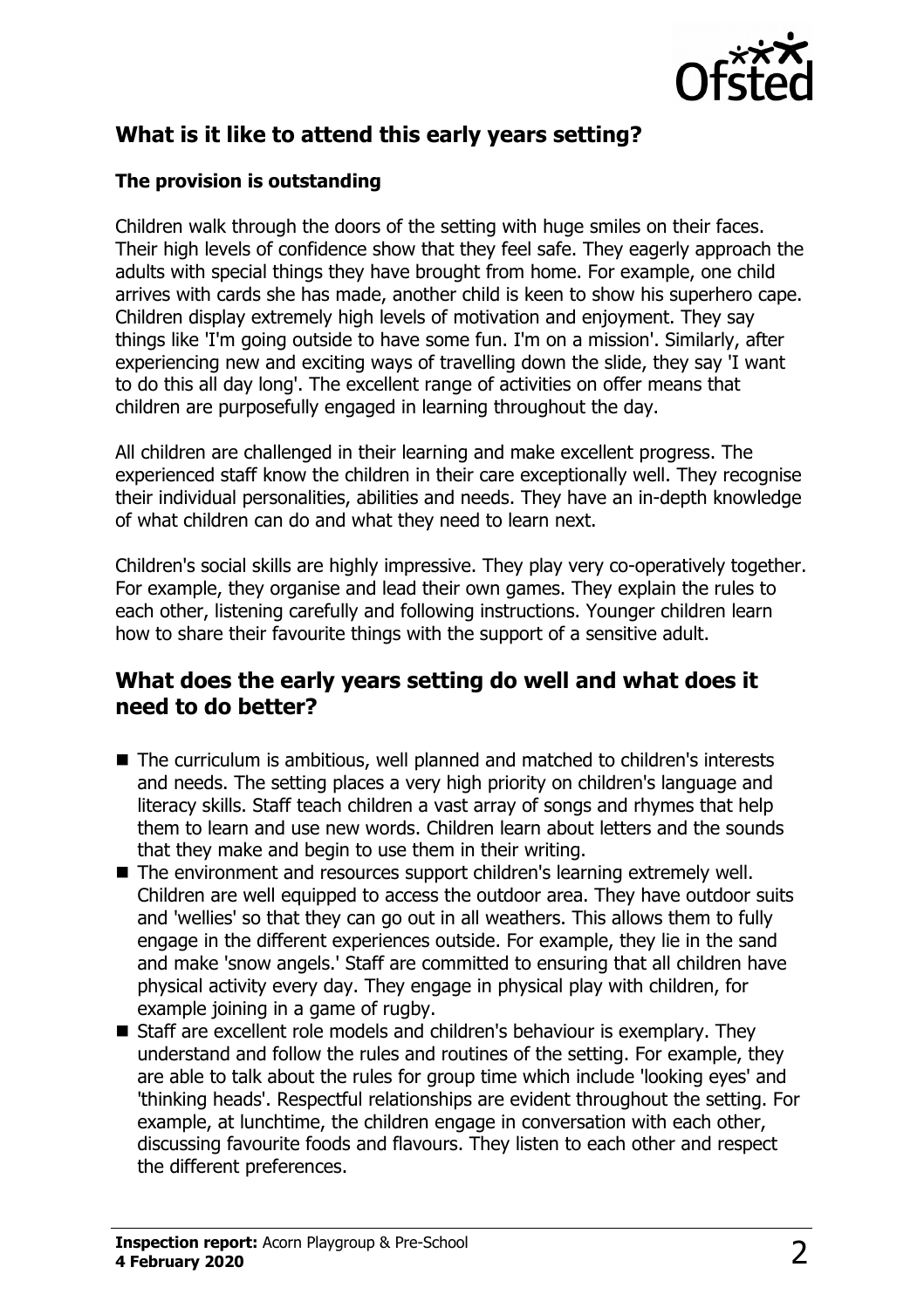## What is it like to attend this early years setting?

### The provision is outstanding

Children walk through the doors of the setting with huge smiles on their faces. Their high levels of confidence show that they feel safe. They eagerly approach the adults with special things they have brought from home. For example, one child arrives with cards she has made, another child is keen to show his superhero cape. Children display extremely high levels of motivation and enjoyment. They say things like 'I'm going outside to have some fun. I'm on a mission'. Similarly, after experiencing new and exciting ways of travelling down the slide, they say 'I want to do this all day long'. The excellent range of activities on offer means that children are purposefully engaged in learning throughout the day.

All children are challenged in their learning and make excellent progress. The experienced staff know the children in their care exceptionally well. They recognise their individual personalities, abilities and needs. They have an in-depth knowledge of what children can do and what they need to learn next.

Children's social skills are highly impressive. They play very co-operatively together. For example, they organise and lead their own games. They explain the rules to each other, listening carefully and following instructions. Younger children learn how to share their favourite things with the support of a sensitive adult.

## What does the early years setting do well and what does it need to do better?

- The curriculum is ambitious, well planned and matched to children's interests and needs. The setting places a very high priority on children's language and literacy skills. Staff teach children a vast array of songs and rhymes that help them to learn and use new words. Children learn about letters and the sounds that they make and begin to use them in their writing.
- The environment and resources support children's learning extremely well. Children are well equipped to access the outdoor area. They have outdoor suits and 'wellies' so that they can go out in all weathers. This allows them to fully engage in the different experiences outside. For example, they lie in the sand and make 'snow angels.' Staff are committed to ensuring that all children have physical activity every day. They engage in physical play with children, for example joining in a game of rugby.
- Staff are excellent role models and children's behaviour is exemplary. They understand and follow the rules and routines of the setting. For example, they are able to talk about the rules for group time which include 'looking eyes' and 'thinking heads'. Respectful relationships are evident throughout the setting. For example, at lunchtime, the children engage in conversation with each other, discussing favourite foods and flavours. They listen to each other and respect the different preferences.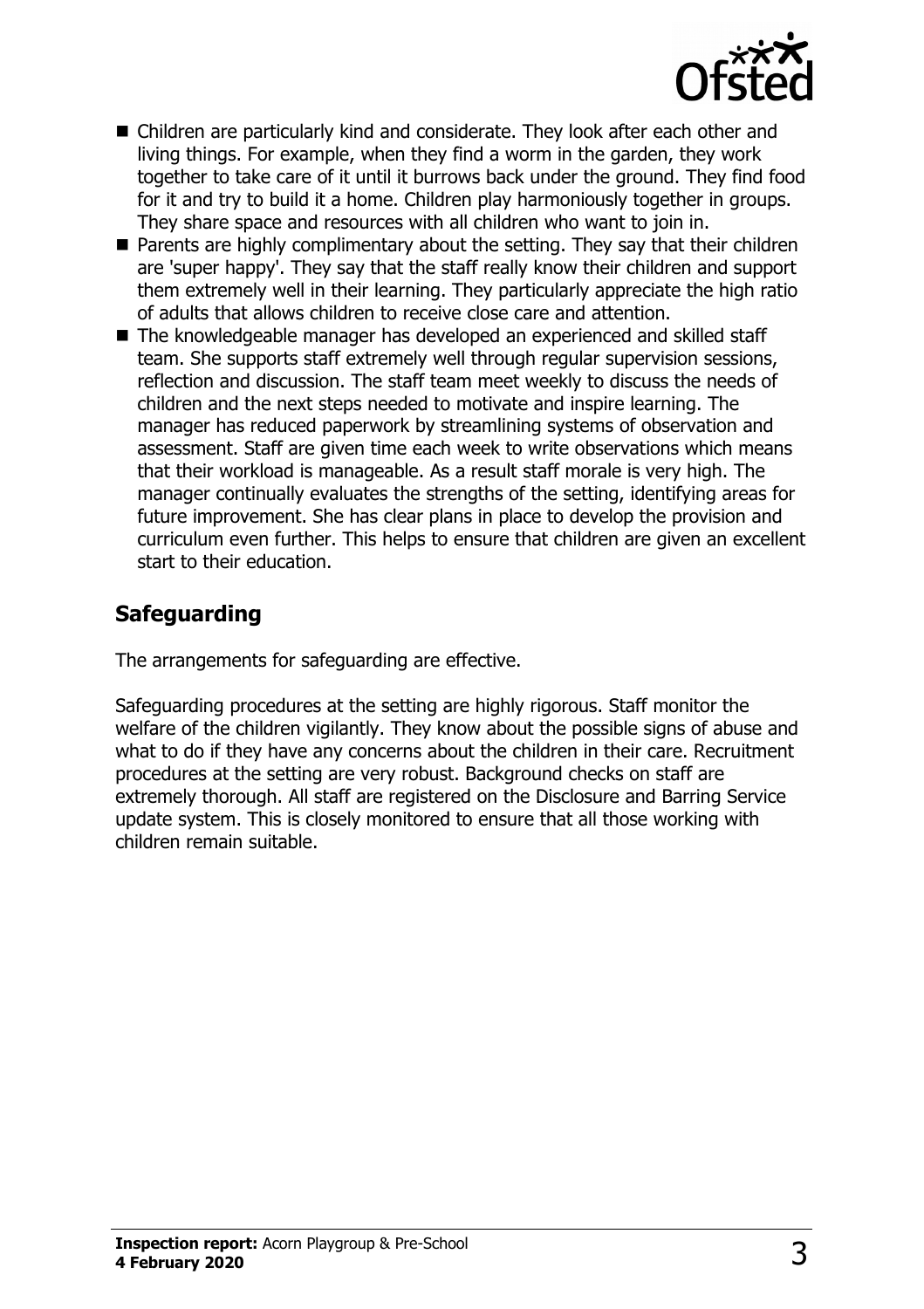- Children are particularly kind and considerate. They look after each other and living things. For example, when they find a worm in the garden, they work together to take care of it until it burrows back under the ground. They find food for it and try to build it a home. Children play harmoniously together in groups. They share space and resources with all children who want to join in.
- Parents are highly complimentary about the setting. They say that their children are 'super happy'. They say that the staff really know their children and support them extremely well in their learning. They particularly appreciate the high ratio of adults that allows children to receive close care and attention.
- The knowledgeable manager has developed an experienced and skilled staff team. She supports staff extremely well through regular supervision sessions, reflection and discussion. The staff team meet weekly to discuss the needs of children and the next steps needed to motivate and inspire learning. The manager has reduced paperwork by streamlining systems of observation and assessment. Staff are given time each week to write observations which means that their workload is manageable. As a result staff morale is very high. The manager continually evaluates the strengths of the setting, identifying areas for future improvement. She has clear plans in place to develop the provision and curriculum even further. This helps to ensure that children are given an excellent start to their education.

## Safeguarding

The arrangements for safeguarding are effective.

Safeguarding procedures at the setting are highly rigorous. Staff monitor the welfare of the children vigilantly. They know about the possible signs of abuse and what to do if they have any concerns about the children in their care. Recruitment procedures at the setting are very robust. Background checks on staff are extremely thorough. All staff are registered on the Disclosure and Barring Service update system. This is closely monitored to ensure that all those working with children remain suitable.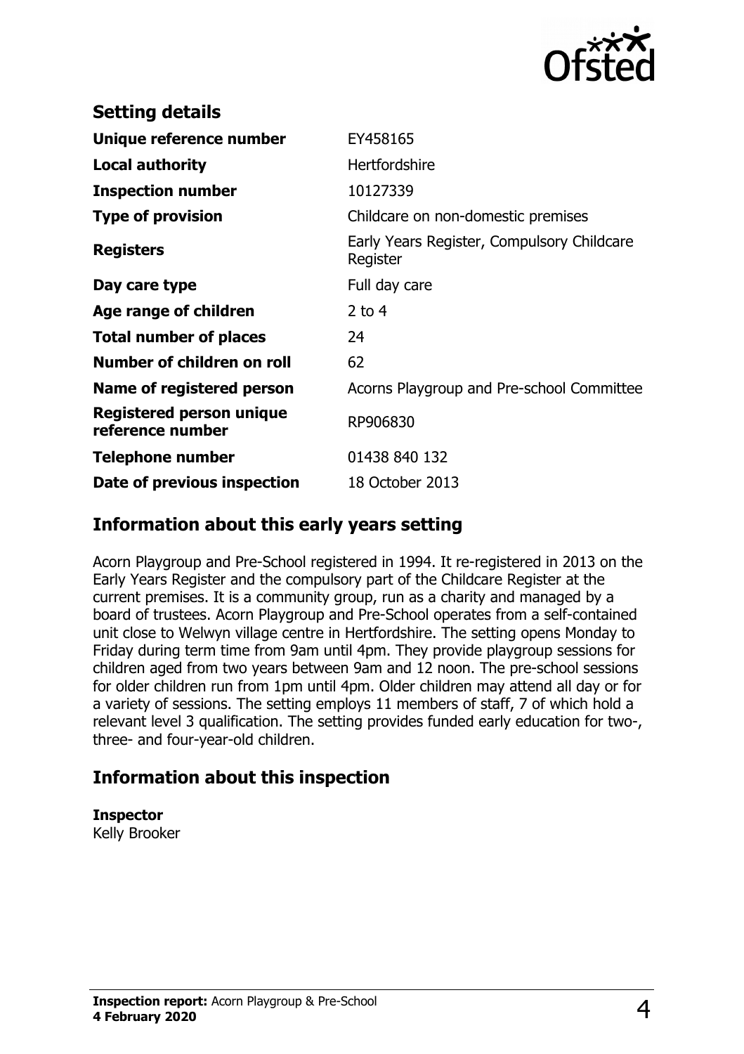## Setting details

| | |
|---|---|
| **Unique reference number** | EY458165 |
| **Local authority** | Hertfordshire |
| **Inspection number** | 10127339 |
| **Type of provision** | Childcare on non-domestic premises |
| **Registers** | Early Years Register, Compulsory Childcare Register |
| **Day care type** | Full day care |
| **Age range of children** | 2 to 4 |
| **Total number of places** | 24 |
| **Number of children on roll** | 62 |
| **Name of registered person** | Acorns Playgroup and Pre-school Committee |
| **Registered person unique reference number** | RP906830 |
| **Telephone number** | 01438 840 132 |
| **Date of previous inspection** | 18 October 2013 |

## Information about this early years setting

Acorn Playgroup and Pre-School registered in 1994. It re-registered in 2013 on the Early Years Register and the compulsory part of the Childcare Register at the current premises. It is a community group, run as a charity and managed by a board of trustees. Acorn Playgroup and Pre-School operates from a self-contained unit close to Welwyn village centre in Hertfordshire. The setting opens Monday to Friday during term time from 9am until 4pm. They provide playgroup sessions for children aged from two years between 9am and 12 noon. The pre-school sessions for older children run from 1pm until 4pm. Older children may attend all day or for a variety of sessions. The setting employs 11 members of staff, 7 of which hold a relevant level 3 qualification. The setting provides funded early education for two-, three- and four-year-old children.

## Information about this inspection

**Inspector**
Kelly Brooker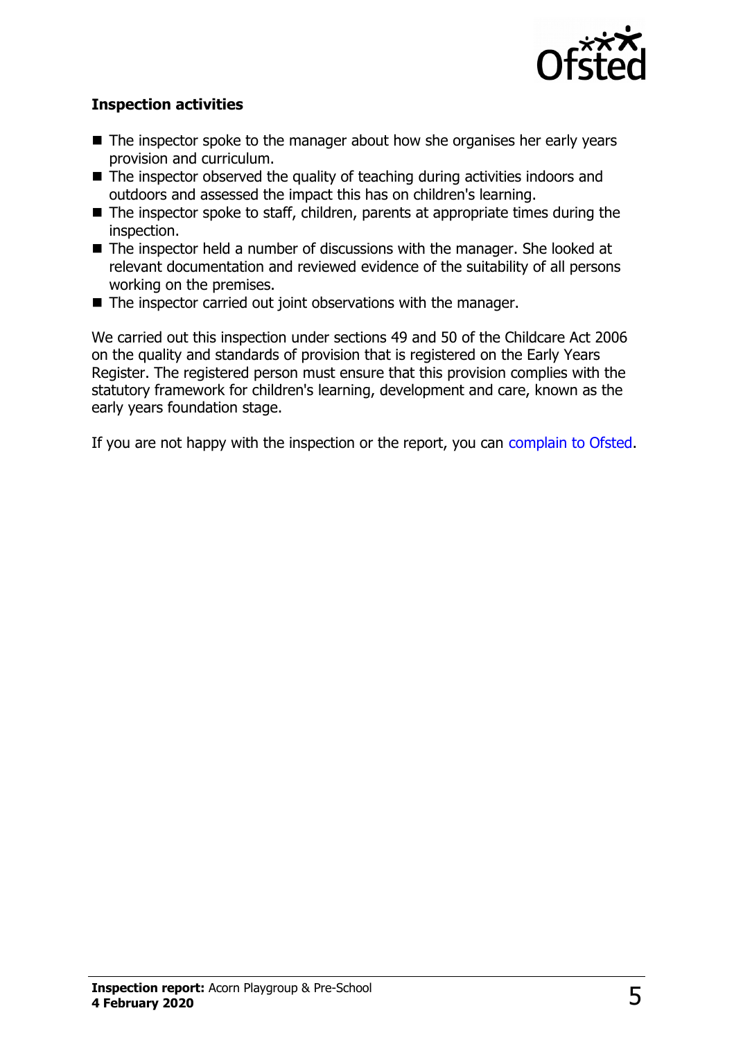### Inspection activities

- The inspector spoke to the manager about how she organises her early years provision and curriculum.
- The inspector observed the quality of teaching during activities indoors and outdoors and assessed the impact this has on children's learning.
- The inspector spoke to staff, children, parents at appropriate times during the inspection.
- The inspector held a number of discussions with the manager. She looked at relevant documentation and reviewed evidence of the suitability of all persons working on the premises.
- The inspector carried out joint observations with the manager.

We carried out this inspection under sections 49 and 50 of the Childcare Act 2006 on the quality and standards of provision that is registered on the Early Years Register. The registered person must ensure that this provision complies with the statutory framework for children's learning, development and care, known as the early years foundation stage.

If you are not happy with the inspection or the report, you can complain to Ofsted.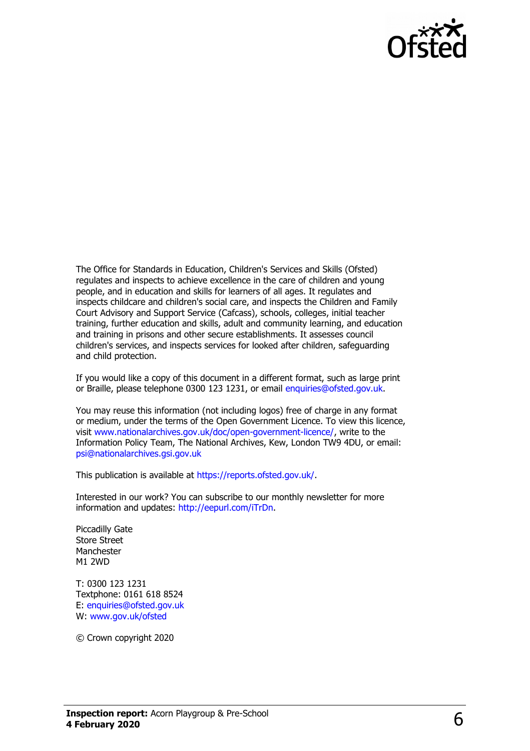The Office for Standards in Education, Children's Services and Skills (Ofsted) regulates and inspects to achieve excellence in the care of children and young people, and in education and skills for learners of all ages. It regulates and inspects childcare and children's social care, and inspects the Children and Family Court Advisory and Support Service (Cafcass), schools, colleges, initial teacher training, further education and skills, adult and community learning, and education and training in prisons and other secure establishments. It assesses council children's services, and inspects services for looked after children, safeguarding and child protection.

If you would like a copy of this document in a different format, such as large print or Braille, please telephone 0300 123 1231, or email enquiries@ofsted.gov.uk.

You may reuse this information (not including logos) free of charge in any format or medium, under the terms of the Open Government Licence. To view this licence, visit www.nationalarchives.gov.uk/doc/open-government-licence/, write to the Information Policy Team, The National Archives, Kew, London TW9 4DU, or email: psi@nationalarchives.gsi.gov.uk

This publication is available at https://reports.ofsted.gov.uk/.

Interested in our work? You can subscribe to our monthly newsletter for more information and updates: http://eepurl.com/iTrDn.

Piccadilly Gate
Store Street
Manchester
M1 2WD

T: 0300 123 1231
Textphone: 0161 618 8524
E: enquiries@ofsted.gov.uk
W: www.gov.uk/ofsted

© Crown copyright 2020